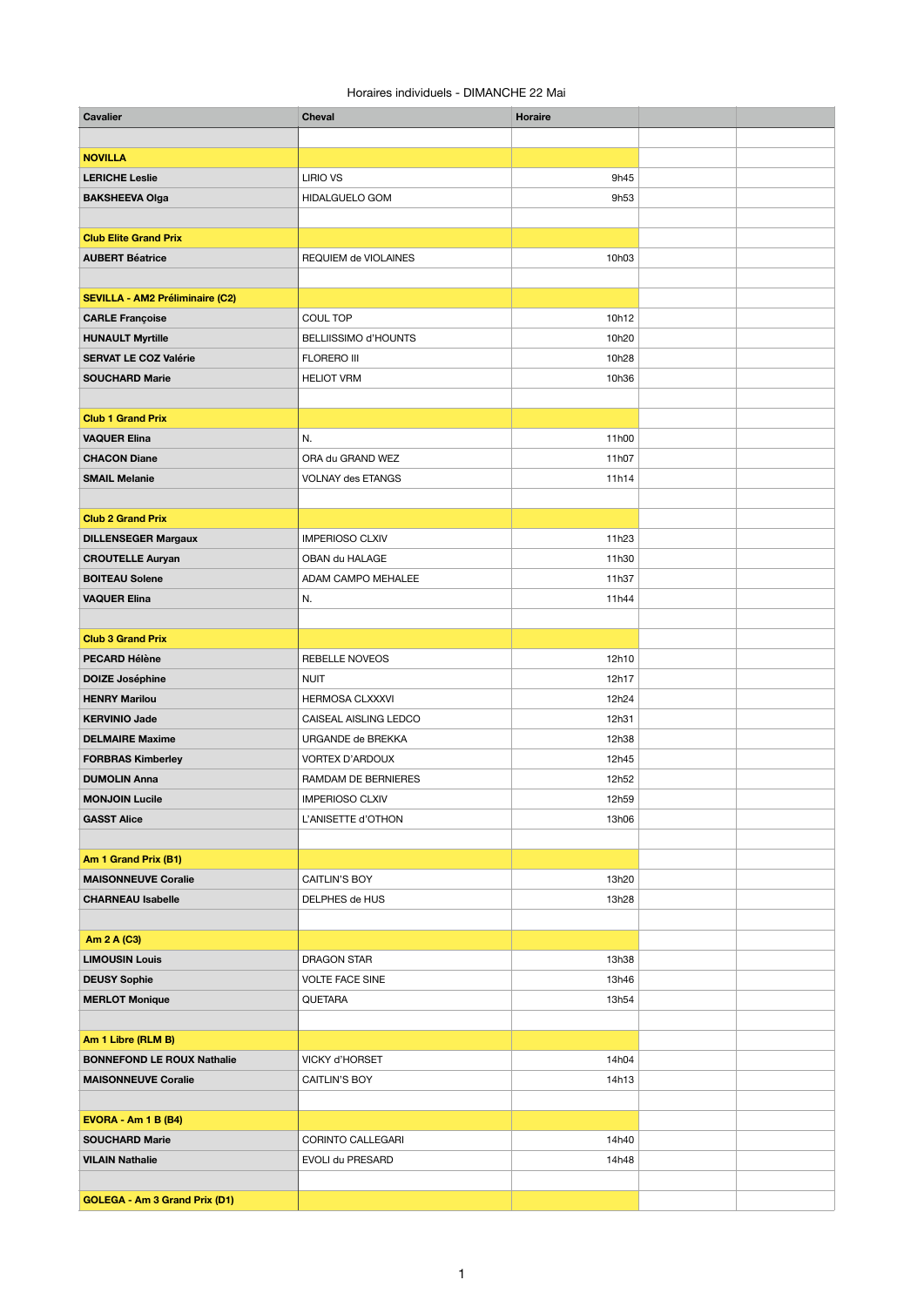Horaires individuels - DIMANCHE 22 Mai

| Cavalier | Cheval | Horaire | | |
|---|---|---|---|---|
| | | | | |
| **NOVILLA** | | | | |
| **LERICHE Leslie** | LIRIO VS | 9h45 | | |
| **BAKSHEEVA Olga** | HIDALGUELO GOM | 9h53 | | |
| | | | | |
| **Club Elite Grand Prix** | | | | |
| **AUBERT Béatrice** | REQUIEM de VIOLAINES | 10h03 | | |
| | | | | |
| **SEVILLA - AM2 Préliminaire (C2)** | | | | |
| **CARLE Françoise** | COUL TOP | 10h12 | | |
| **HUNAULT Myrtille** | BELLIISSIMO d'HOUNTS | 10h20 | | |
| **SERVAT LE COZ Valérie** | FLORERO III | 10h28 | | |
| **SOUCHARD Marie** | HELIOT VRM | 10h36 | | |
| | | | | |
| **Club 1 Grand Prix** | | | | |
| **VAQUER Elina** | N. | 11h00 | | |
| **CHACON Diane** | ORA du GRAND WEZ | 11h07 | | |
| **SMAIL Melanie** | VOLNAY des ETANGS | 11h14 | | |
| | | | | |
| **Club 2 Grand Prix** | | | | |
| **DILLENSEGER Margaux** | IMPERIOSO CLXIV | 11h23 | | |
| **CROUTELLE Auryan** | OBAN du HALAGE | 11h30 | | |
| **BOITEAU Solene** | ADAM CAMPO MEHALEE | 11h37 | | |
| **VAQUER Elina** | N. | 11h44 | | |
| | | | | |
| **Club 3 Grand Prix** | | | | |
| **PECARD Hélène** | REBELLE NOVEOS | 12h10 | | |
| **DOIZE Joséphine** | NUIT | 12h17 | | |
| **HENRY Marilou** | HERMOSA CLXXXVI | 12h24 | | |
| **KERVINIO Jade** | CAISEAL AISLING LEDCO | 12h31 | | |
| **DELMAIRE Maxime** | URGANDE de BREKKA | 12h38 | | |
| **FORBRAS Kimberley** | VORTEX D'ARDOUX | 12h45 | | |
| **DUMOLIN Anna** | RAMDAM DE BERNIERES | 12h52 | | |
| **MONJOIN Lucile** | IMPERIOSO CLXIV | 12h59 | | |
| **GASST Alice** | L'ANISETTE d'OTHON | 13h06 | | |
| | | | | |
| **Am 1 Grand Prix (B1)** | | | | |
| **MAISONNEUVE Coralie** | CAITLIN'S BOY | 13h20 | | |
| **CHARNEAU Isabelle** | DELPHES de HUS | 13h28 | | |
| | | | | |
| **Am 2 A (C3)** | | | | |
| **LIMOUSIN Louis** | DRAGON STAR | 13h38 | | |
| **DEUSY Sophie** | VOLTE FACE SINE | 13h46 | | |
| **MERLOT Monique** | QUETARA | 13h54 | | |
| | | | | |
| **Am 1 Libre (RLM B)** | | | | |
| **BONNEFOND LE ROUX Nathalie** | VICKY d'HORSET | 14h04 | | |
| **MAISONNEUVE Coralie** | CAITLIN'S BOY | 14h13 | | |
| | | | | |
| **EVORA - Am 1 B (B4)** | | | | |
| **SOUCHARD Marie** | CORINTO CALLEGARI | 14h40 | | |
| **VILAIN Nathalie** | EVOLI du PRESARD | 14h48 | | |
| | | | | |
| **GOLEGA - Am 3 Grand Prix (D1)** | | | | |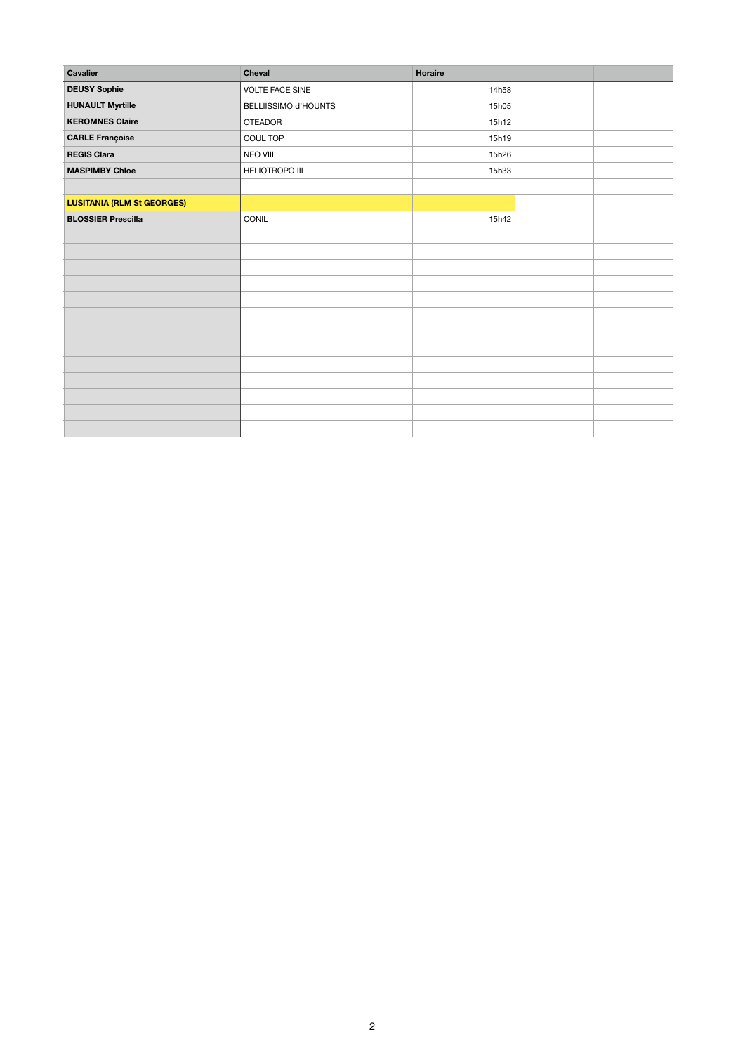| Cavalier | Cheval | Horaire | | |
|---|---|---|---|---|
| **DEUSY Sophie** | VOLTE FACE SINE | 14h58 | | |
| **HUNAULT Myrtille** | BELLIISSIMO d'HOUNTS | 15h05 | | |
| **KEROMNES Claire** | OTEADOR | 15h12 | | |
| **CARLE Françoise** | COUL TOP | 15h19 | | |
| **REGIS Clara** | NEO VIII | 15h26 | | |
| **MASPIMBY Chloe** | HELIOTROPO III | 15h33 | | |
| | | | | |
| **LUSITANIA (RLM St GEORGES)** | | | | |
| **BLOSSIER Prescilla** | CONIL | 15h42 | | |
| | | | | |
| | | | | |
| | | | | |
| | | | | |
| | | | | |
| | | | | |
| | | | | |
| | | | | |
| | | | | |
| | | | | |
| | | | | |
| | | | | |
| | | | | |